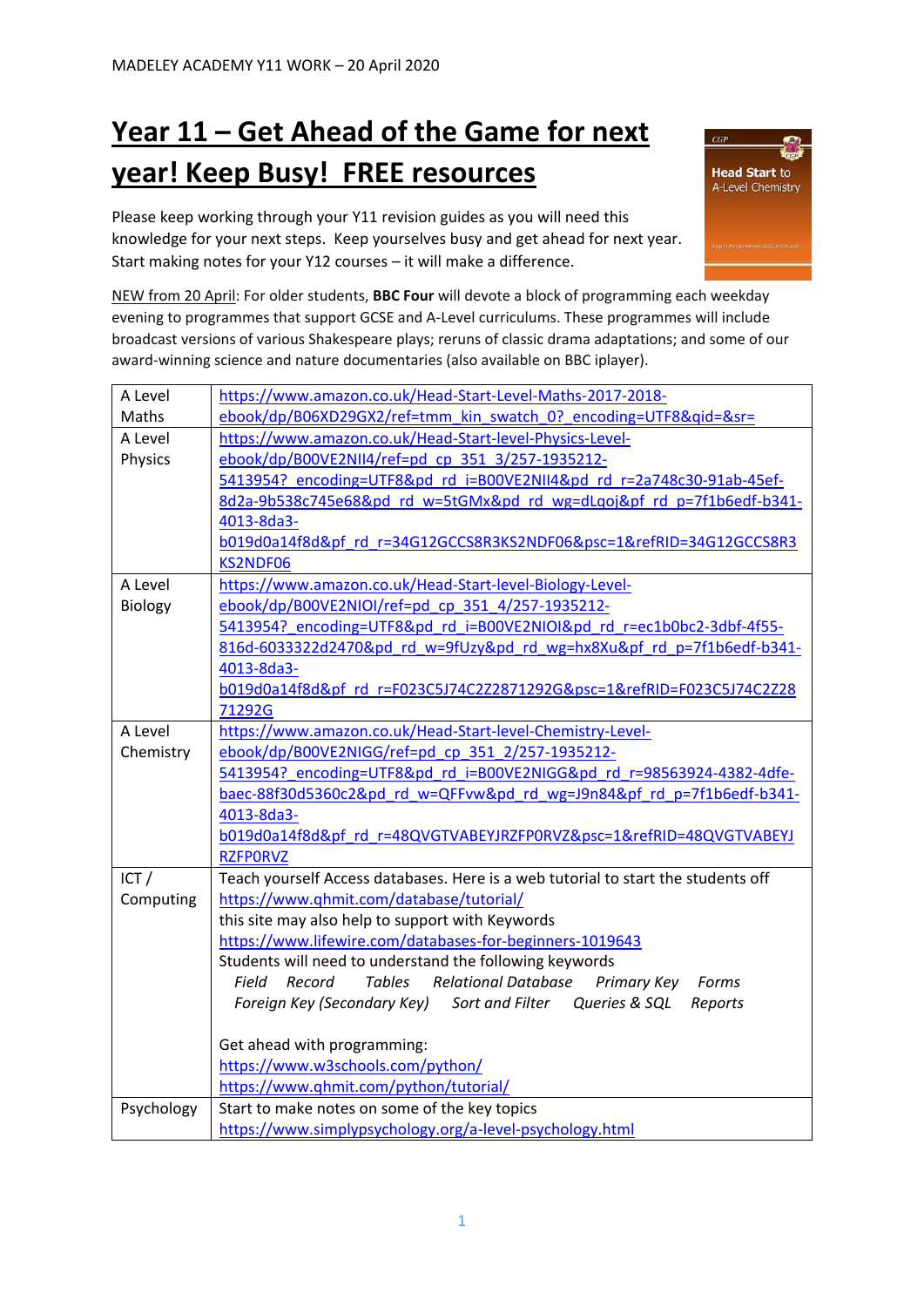MADELEY ACADEMY Y11 WORK – 20 April 2020

# Year 11 – Get Ahead of the Game for next year! Keep Busy! FREE resources

Please keep working through your Y11 revision guides as you will need this knowledge for your next steps. Keep yourselves busy and get ahead for next year. Start making notes for your Y12 courses – it will make a difference.

NEW from 20 April: For older students, **BBC Four** will devote a block of programming each weekday evening to programmes that support GCSE and A-Level curriculums. These programmes will include broadcast versions of various Shakespeare plays; reruns of classic drama adaptations; and some of our award-winning science and nature documentaries (also available on BBC iplayer).

| A Level Maths | https://www.amazon.co.uk/Head-Start-Level-Maths-2017-2018-ebook/dp/B06XD29GX2/ref=tmm_kin_swatch_0?_encoding=UTF8&qid=&sr= |
|---|---|
| A Level Physics | https://www.amazon.co.uk/Head-Start-level-Physics-Level-ebook/dp/B00VE2NII4/ref=pd_cp_351_3/257-1935212-5413954?_encoding=UTF8&pd_rd_i=B00VE2NII4&pd_rd_r=2a748c30-91ab-45ef-8d2a-9b538c745e68&pd_rd_w=5tGMx&pd_rd_wg=dLqoj&pf_rd_p=7f1b6edf-b341-4013-8da3-b019d0a14f8d&pf_rd_r=34G12GCCS8R3KS2NDF06&psc=1&refRID=34G12GCCS8R3KS2NDF06 |
| A Level Biology | https://www.amazon.co.uk/Head-Start-level-Biology-Level-ebook/dp/B00VE2NIOI/ref=pd_cp_351_4/257-1935212-5413954?_encoding=UTF8&pd_rd_i=B00VE2NIOI&pd_rd_r=ec1b0bc2-3dbf-4f55-816d-6033322d2470&pd_rd_w=9fUzy&pd_rd_wg=hx8Xu&pf_rd_p=7f1b6edf-b341-4013-8da3-b019d0a14f8d&pf_rd_r=F023C5J74C2Z2871292G&psc=1&refRID=F023C5J74C2Z2871292G |
| A Level Chemistry | https://www.amazon.co.uk/Head-Start-level-Chemistry-Level-ebook/dp/B00VE2NIGG/ref=pd_cp_351_2/257-1935212-5413954?_encoding=UTF8&pd_rd_i=B00VE2NIGG&pd_rd_r=98563924-4382-4dfe-baec-88f30d5360c2&pd_rd_w=QFFvw&pd_rd_wg=J9n84&pf_rd_p=7f1b6edf-b341-4013-8da3-b019d0a14f8d&pf_rd_r=48QVGTVABEYJRZFP0RVZ&psc=1&refRID=48QVGTVABEYJRZFP0RVZ |
| ICT / Computing | Teach yourself Access databases. Here is a web tutorial to start the students off https://www.qhmit.com/database/tutorial/ <br> this site may also help to support with Keywords https://www.lifewire.com/databases-for-beginners-1019643 <br> Students will need to understand the following keywords <br> *Field Record Tables Relational Database Primary Key Forms* <br> *Foreign Key (Secondary Key) Sort and Filter Queries & SQL Reports* <br><br> Get ahead with programming: <br> https://www.w3schools.com/python/ <br> https://www.qhmit.com/python/tutorial/ |
| Psychology | Start to make notes on some of the key topics https://www.simplypsychology.org/a-level-psychology.html |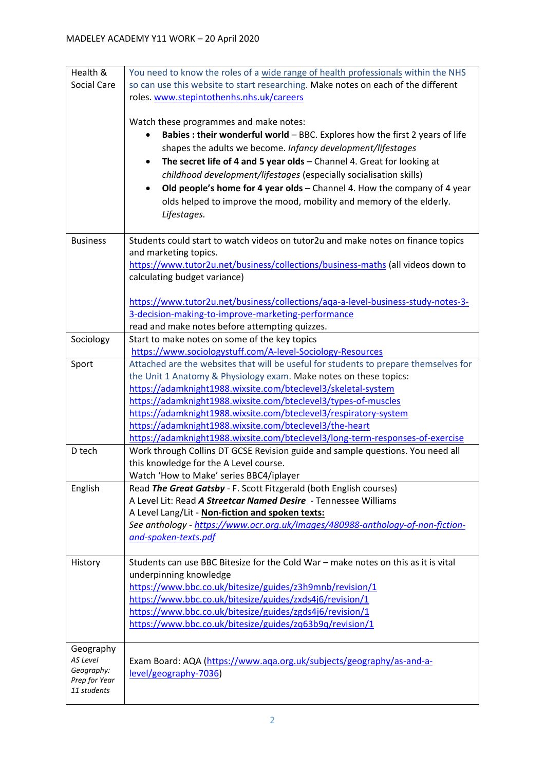MADELEY ACADEMY Y11 WORK – 20 April 2020

| | |
|---|---|
| Health & Social Care | You need to know the roles of a wide range of health professionals within the NHS so can use this website to start researching. Make notes on each of the different roles. www.stepintothenhs.nhs.uk/careers<br><br>Watch these programmes and make notes:<br>• **Babies : their wonderful world** – BBC. Explores how the first 2 years of life shapes the adults we become. *Infancy development/lifestages*<br>• **The secret life of 4 and 5 year olds** – Channel 4. Great for looking at *childhood development/lifestages* (especially socialisation skills)<br>• **Old people's home for 4 year olds** – Channel 4. How the company of 4 year olds helped to improve the mood, mobility and memory of the elderly. *Lifestages.* |
| Business | Students could start to watch videos on tutor2u and make notes on finance topics and marketing topics.<br>https://www.tutor2u.net/business/collections/business-maths (all videos down to calculating budget variance)<br><br>https://www.tutor2u.net/business/collections/aqa-a-level-business-study-notes-3-3-decision-making-to-improve-marketing-performance<br>read and make notes before attempting quizzes. |
| Sociology | Start to make notes on some of the key topics<br>https://www.sociologystuff.com/A-level-Sociology-Resources |
| Sport | Attached are the websites that will be useful for students to prepare themselves for the Unit 1 Anatomy & Physiology exam. Make notes on these topics:<br>https://adamknight1988.wixsite.com/bteclevel3/skeletal-system<br>https://adamknight1988.wixsite.com/bteclevel3/types-of-muscles<br>https://adamknight1988.wixsite.com/bteclevel3/respiratory-system<br>https://adamknight1988.wixsite.com/bteclevel3/the-heart<br>https://adamknight1988.wixsite.com/bteclevel3/long-term-responses-of-exercise |
| D tech | Work through Collins DT GCSE Revision guide and sample questions. You need all this knowledge for the A Level course.<br>Watch 'How to Make' series BBC4/iplayer |
| English | Read ***The Great Gatsby*** - F. Scott Fitzgerald (both English courses)<br>A Level Lit: Read ***A Streetcar Named Desire*** - Tennessee Williams<br>A Level Lang/Lit - **Non-fiction and spoken texts:**<br>*See anthology - https://www.ocr.org.uk/Images/480988-anthology-of-non-fiction-and-spoken-texts.pdf* |
| History | Students can use BBC Bitesize for the Cold War – make notes on this as it is vital underpinning knowledge<br>https://www.bbc.co.uk/bitesize/guides/z3h9mnb/revision/1<br>https://www.bbc.co.uk/bitesize/guides/zxds4j6/revision/1<br>https://www.bbc.co.uk/bitesize/guides/zgds4j6/revision/1<br>https://www.bbc.co.uk/bitesize/guides/zq63b9q/revision/1 |
| Geography<br>*AS Level Geography: Prep for Year 11 students* | Exam Board: AQA (https://www.aqa.org.uk/subjects/geography/as-and-a-level/geography-7036) |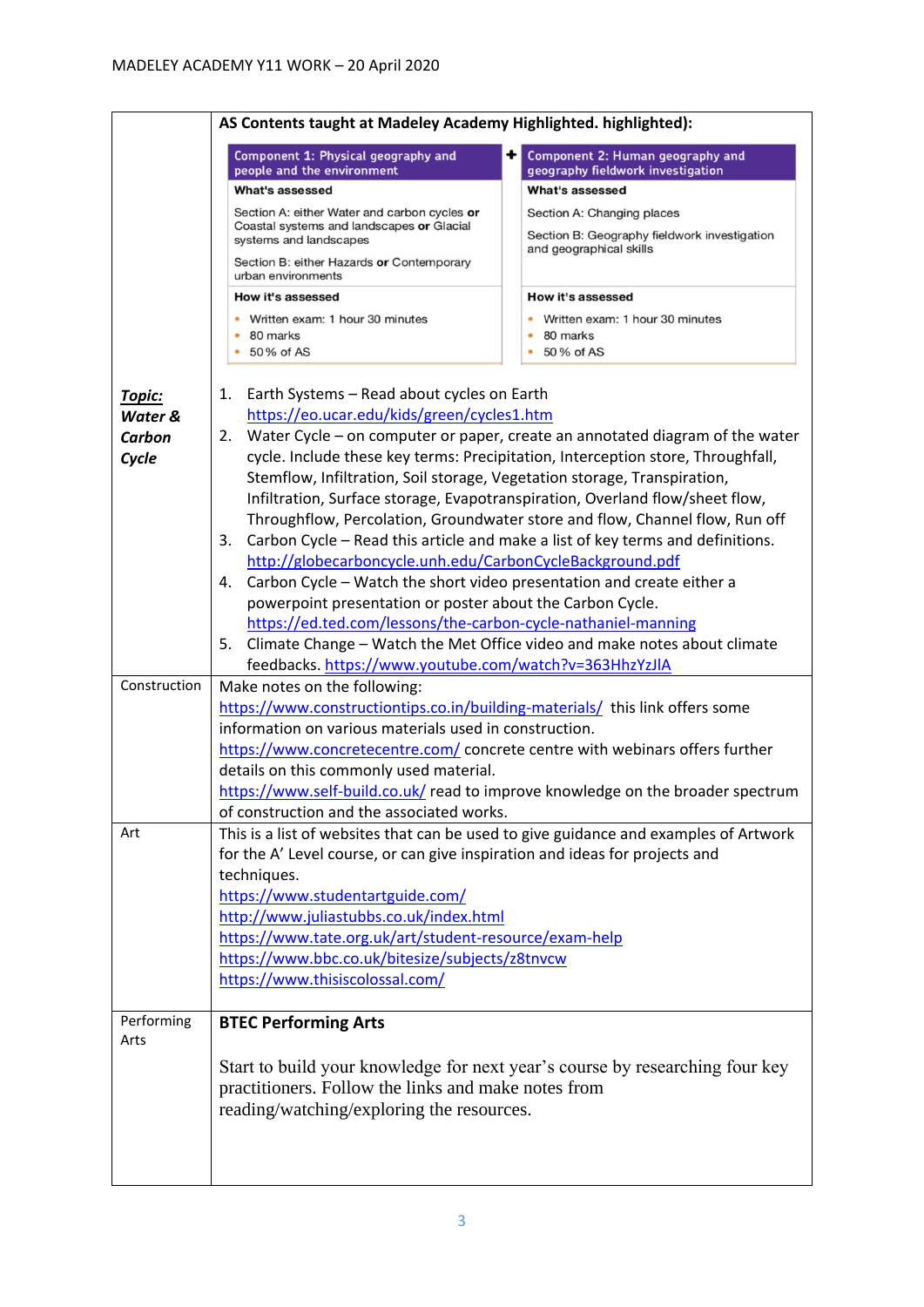MADELEY ACADEMY Y11 WORK – 20 April 2020

| | |
|---|---|
| | **AS Contents taught at Madeley Academy Highlighted. highlighted):** <br><br> **Component 1: Physical geography and people and the environment** <br> **What's assessed** <br> Section A: either Water and carbon cycles **or** Coastal systems and landscapes **or** Glacial systems and landscapes <br> Section B: either Hazards **or** Contemporary urban environments <br> **How it's assessed** <br> • Written exam: 1 hour 30 minutes <br> • 80 marks <br> • 50% of AS <br><br> **+** <br><br> **Component 2: Human geography and geography fieldwork investigation** <br> **What's assessed** <br> Section A: Changing places <br> Section B: Geography fieldwork investigation and geographical skills <br> **How it's assessed** <br> • Written exam: 1 hour 30 minutes <br> • 80 marks <br> • 50% of AS |
| ***Topic:*** <br> ***Water & Carbon Cycle*** | 1. Earth Systems – Read about cycles on Earth https://eo.ucar.edu/kids/green/cycles1.htm <br> 2. Water Cycle – on computer or paper, create an annotated diagram of the water cycle. Include these key terms: Precipitation, Interception store, Throughfall, Stemflow, Infiltration, Soil storage, Vegetation storage, Transpiration, Infiltration, Surface storage, Evapotranspiration, Overland flow/sheet flow, Throughflow, Percolation, Groundwater store and flow, Channel flow, Run off <br> 3. Carbon Cycle – Read this article and make a list of key terms and definitions. http://globecarboncycle.unh.edu/CarbonCycleBackground.pdf <br> 4. Carbon Cycle – Watch the short video presentation and create either a powerpoint presentation or poster about the Carbon Cycle. https://ed.ted.com/lessons/the-carbon-cycle-nathaniel-manning <br> 5. Climate Change – Watch the Met Office video and make notes about climate feedbacks. https://www.youtube.com/watch?v=363HhzYzJlA |
| Construction | Make notes on the following: <br> https://www.constructiontips.co.in/building-materials/ this link offers some information on various materials used in construction. <br> https://www.concretecentre.com/ concrete centre with webinars offers further details on this commonly used material. <br> https://www.self-build.co.uk/ read to improve knowledge on the broader spectrum of construction and the associated works. |
| Art | This is a list of websites that can be used to give guidance and examples of Artwork for the A' Level course, or can give inspiration and ideas for projects and techniques. <br> https://www.studentartguide.com/ <br> http://www.juliastubbs.co.uk/index.html <br> https://www.tate.org.uk/art/student-resource/exam-help <br> https://www.bbc.co.uk/bitesize/subjects/z8tnvcw <br> https://www.thisiscolossal.com/ |
| Performing Arts | **BTEC Performing Arts** <br><br> Start to build your knowledge for next year's course by researching four key practitioners. Follow the links and make notes from reading/watching/exploring the resources. |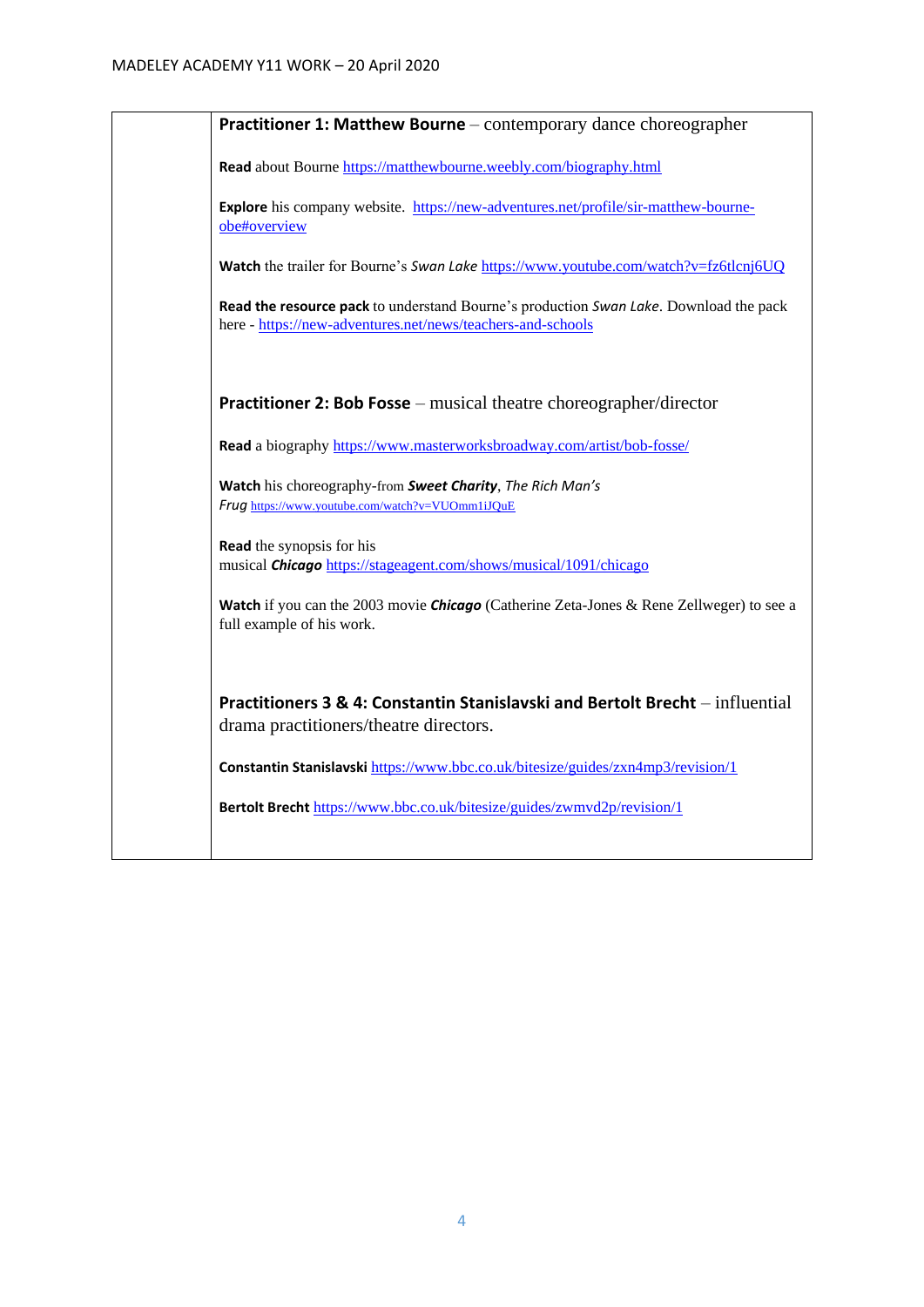**Practitioner 1: Matthew Bourne** – contemporary dance choreographer

**Read** about Bourne https://matthewbourne.weebly.com/biography.html

**Explore** his company website. https://new-adventures.net/profile/sir-matthew-bourne-obe#overview

**Watch** the trailer for Bourne's *Swan Lake* https://www.youtube.com/watch?v=fz6tlcnj6UQ

**Read the resource pack** to understand Bourne's production *Swan Lake*. Download the pack here - https://new-adventures.net/news/teachers-and-schools

**Practitioner 2: Bob Fosse** – musical theatre choreographer/director

**Read** a biography https://www.masterworksbroadway.com/artist/bob-fosse/

**Watch** his choreography-from ***Sweet Charity***, *The Rich Man's Frug* https://www.youtube.com/watch?v=VUOmm1iJQuE

**Read** the synopsis for his musical ***Chicago*** https://stageagent.com/shows/musical/1091/chicago

**Watch** if you can the 2003 movie ***Chicago*** (Catherine Zeta-Jones & Rene Zellweger) to see a full example of his work.

**Practitioners 3 & 4: Constantin Stanislavski and Bertolt Brecht** – influential drama practitioners/theatre directors.

**Constantin Stanislavski** https://www.bbc.co.uk/bitesize/guides/zxn4mp3/revision/1

**Bertolt Brecht** https://www.bbc.co.uk/bitesize/guides/zwmvd2p/revision/1